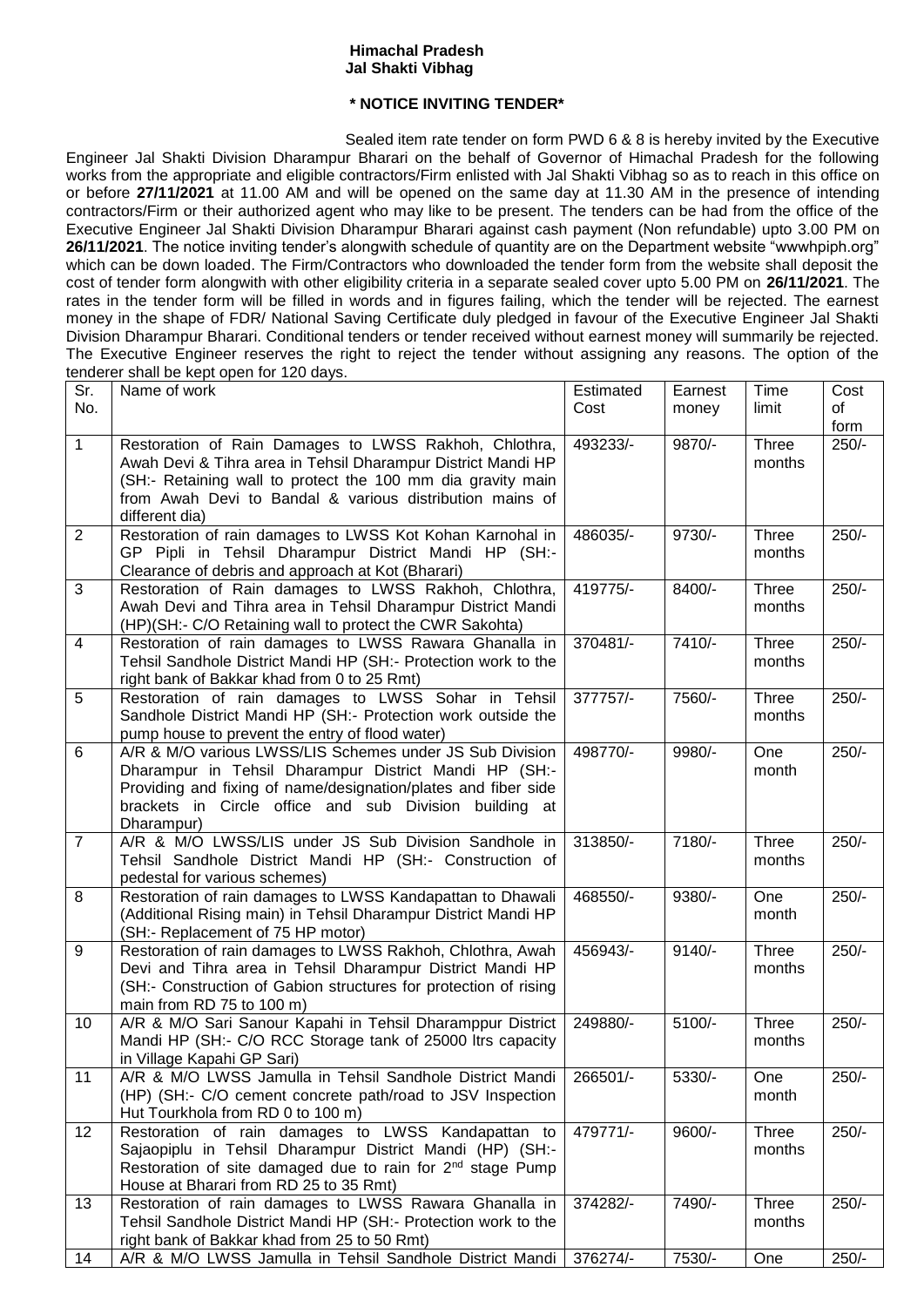**Himachal Pradesh**
**Jal Shakti Vibhag**

**\* NOTICE INVITING TENDER\***

Sealed item rate tender on form PWD 6 & 8 is hereby invited by the Executive Engineer Jal Shakti Division Dharampur Bharari on the behalf of Governor of Himachal Pradesh for the following works from the appropriate and eligible contractors/Firm enlisted with Jal Shakti Vibhag so as to reach in this office on or before **27/11/2021** at 11.00 AM and will be opened on the same day at 11.30 AM in the presence of intending contractors/Firm or their authorized agent who may like to be present. The tenders can be had from the office of the Executive Engineer Jal Shakti Division Dharampur Bharari against cash payment (Non refundable) upto 3.00 PM on **26/11/2021**. The notice inviting tender's alongwith schedule of quantity are on the Department website "wwwhpiph.org" which can be down loaded. The Firm/Contractors who downloaded the tender form from the website shall deposit the cost of tender form alongwith with other eligibility criteria in a separate sealed cover upto 5.00 PM on **26/11/2021**. The rates in the tender form will be filled in words and in figures failing, which the tender will be rejected. The earnest money in the shape of FDR/ National Saving Certificate duly pledged in favour of the Executive Engineer Jal Shakti Division Dharampur Bharari. Conditional tenders or tender received without earnest money will summarily be rejected. The Executive Engineer reserves the right to reject the tender without assigning any reasons. The option of the tenderer shall be kept open for 120 days.

| Sr. No. | Name of work | Estimated Cost | Earnest money | Time limit | Cost of form |
|---|---|---|---|---|---|
| 1 | Restoration of Rain Damages to LWSS Rakhoh, Chlothra, Awah Devi & Tihra area in Tehsil Dharampur District Mandi HP (SH:- Retaining wall to protect the 100 mm dia gravity main from Awah Devi to Bandal & various distribution mains of different dia) | 493233/- | 9870/- | Three months | 250/- |
| 2 | Restoration of rain damages to LWSS Kot Kohan Karnohal in GP Pipli in Tehsil Dharampur District Mandi HP (SH:- Clearance of debris and approach at Kot (Bharari) | 486035/- | 9730/- | Three months | 250/- |
| 3 | Restoration of Rain damages to LWSS Rakhoh, Chlothra, Awah Devi and Tihra area in Tehsil Dharampur District Mandi (HP)(SH:- C/O Retaining wall to protect the CWR Sakohta) | 419775/- | 8400/- | Three months | 250/- |
| 4 | Restoration of rain damages to LWSS Rawara Ghanalla in Tehsil Sandhole District Mandi HP (SH:- Protection work to the right bank of Bakkar khad from 0 to 25 Rmt) | 370481/- | 7410/- | Three months | 250/- |
| 5 | Restoration of rain damages to LWSS Sohar in Tehsil Sandhole District Mandi HP (SH:- Protection work outside the pump house to prevent the entry of flood water) | 377757/- | 7560/- | Three months | 250/- |
| 6 | A/R & M/O various LWSS/LIS Schemes under JS Sub Division Dharampur in Tehsil Dharampur District Mandi HP (SH:- Providing and fixing of name/designation/plates and fiber side brackets in Circle office and sub Division building at Dharampur) | 498770/- | 9980/- | One month | 250/- |
| 7 | A/R & M/O LWSS/LIS under JS Sub Division Sandhole in Tehsil Sandhole District Mandi HP (SH:- Construction of pedestal for various schemes) | 313850/- | 7180/- | Three months | 250/- |
| 8 | Restoration of rain damages to LWSS Kandapattan to Dhawali (Additional Rising main) in Tehsil Dharampur District Mandi HP (SH:- Replacement of 75 HP motor) | 468550/- | 9380/- | One month | 250/- |
| 9 | Restoration of rain damages to LWSS Rakhoh, Chlothra, Awah Devi and Tihra area in Tehsil Dharampur District Mandi HP (SH:- Construction of Gabion structures for protection of rising main from RD 75 to 100 m) | 456943/- | 9140/- | Three months | 250/- |
| 10 | A/R & M/O Sari Sanour Kapahi in Tehsil Dharamppur District Mandi HP (SH:- C/O RCC Storage tank of 25000 ltrs capacity in Village Kapahi GP Sari) | 249880/- | 5100/- | Three months | 250/- |
| 11 | A/R & M/O LWSS Jamulla in Tehsil Sandhole District Mandi (HP) (SH:- C/O cement concrete path/road to JSV Inspection Hut Tourkhola from RD 0 to 100 m) | 266501/- | 5330/- | One month | 250/- |
| 12 | Restoration of rain damages to LWSS Kandapattan to Sajaopiplu in Tehsil Dharampur District Mandi (HP) (SH:- Restoration of site damaged due to rain for 2nd stage Pump House at Bharari from RD 25 to 35 Rmt) | 479771/- | 9600/- | Three months | 250/- |
| 13 | Restoration of rain damages to LWSS Rawara Ghanalla in Tehsil Sandhole District Mandi HP (SH:- Protection work to the right bank of Bakkar khad from 25 to 50 Rmt) | 374282/- | 7490/- | Three months | 250/- |
| 14 | A/R & M/O LWSS Jamulla in Tehsil Sandhole District Mandi | 376274/- | 7530/- | One | 250/- |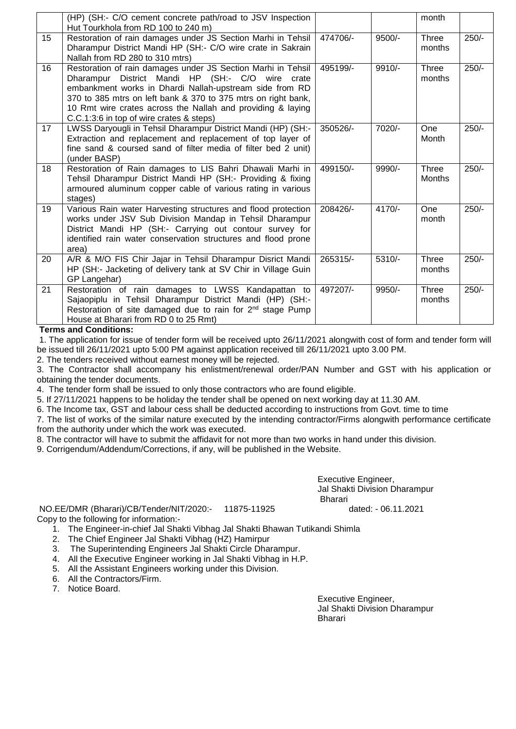| | | | | | |
|---|---|---|---|---|---|
| | (HP) (SH:- C/O cement concrete path/road to JSV Inspection Hut Tourkhola from RD 100 to 240 m) | | | month | |
| 15 | Restoration of rain damages under JS Section Marhi in Tehsil Dharampur District Mandi HP (SH:- C/O wire crate in Sakrain Nallah from RD 280 to 310 mtrs) | 474706/- | 9500/- | Three months | 250/- |
| 16 | Restoration of rain damages under JS Section Marhi in Tehsil Dharampur District Mandi HP (SH:- C/O wire crate embankment works in Dhardi Nallah-upstream side from RD 370 to 385 mtrs on left bank & 370 to 375 mtrs on right bank, 10 Rmt wire crates across the Nallah and providing & laying C.C.1:3:6 in top of wire crates & steps) | 495199/- | 9910/- | Three months | 250/- |
| 17 | LWSS Daryougli in Tehsil Dharampur District Mandi (HP) (SH:- Extraction and replacement and replacement of top layer of fine sand & coursed sand of filter media of filter bed 2 unit) (under BASP) | 350526/- | 7020/- | One Month | 250/- |
| 18 | Restoration of Rain damages to LIS Bahri Dhawali Marhi in Tehsil Dharampur District Mandi HP (SH:- Providing & fixing armoured aluminum copper cable of various rating in various stages) | 499150/- | 9990/- | Three Months | 250/- |
| 19 | Various Rain water Harvesting structures and flood protection works under JSV Sub Division Mandap in Tehsil Dharampur District Mandi HP (SH:- Carrying out contour survey for identified rain water conservation structures and flood prone area) | 208426/- | 4170/- | One month | 250/- |
| 20 | A/R & M/O FIS Chir Jajar in Tehsil Dharampur Disrict Mandi HP (SH:- Jacketing of delivery tank at SV Chir in Village Guin GP Langehar) | 265315/- | 5310/- | Three months | 250/- |
| 21 | Restoration of rain damages to LWSS Kandapattan to Sajaopiplu in Tehsil Dharampur District Mandi (HP) (SH:- Restoration of site damaged due to rain for 2nd stage Pump House at Bharari from RD 0 to 25 Rmt) | 497207/- | 9950/- | Three months | 250/- |

**Terms and Conditions:**

1. The application for issue of tender form will be received upto 26/11/2021 alongwith cost of form and tender form will be issued till 26/11/2021 upto 5:00 PM against application received till 26/11/2021 upto 3.00 PM.
2. The tenders received without earnest money will be rejected.
3. The Contractor shall accompany his enlistment/renewal order/PAN Number and GST with his application or obtaining the tender documents.
4. The tender form shall be issued to only those contractors who are found eligible.
5. If 27/11/2021 happens to be holiday the tender shall be opened on next working day at 11.30 AM.
6. The Income tax, GST and labour cess shall be deducted according to instructions from Govt. time to time
7. The list of works of the similar nature executed by the intending contractor/Firms alongwith performance certificate from the authority under which the work was executed.
8. The contractor will have to submit the affidavit for not more than two works in hand under this division.
9. Corrigendum/Addendum/Corrections, if any, will be published in the Website.

Executive Engineer,
Jal Shakti Division Dharampur
Bharari

NO.EE/DMR (Bharari)/CB/Tender/NIT/2020:- 11875-11925 dated: - 06.11.2021

Copy to the following for information:-

1. The Engineer-in-chief Jal Shakti Vibhag Jal Shakti Bhawan Tutikandi Shimla
2. The Chief Engineer Jal Shakti Vibhag (HZ) Hamirpur
3. The Superintending Engineers Jal Shakti Circle Dharampur.
4. All the Executive Engineer working in Jal Shakti Vibhag in H.P.
5. All the Assistant Engineers working under this Division.
6. All the Contractors/Firm.
7. Notice Board.

Executive Engineer,
Jal Shakti Division Dharampur
Bharari